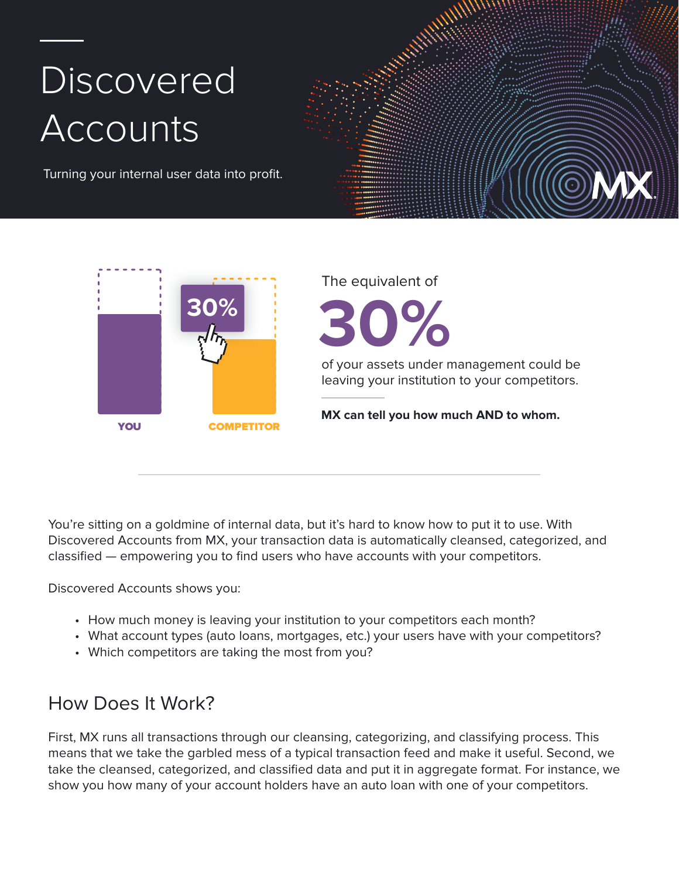# Discovered Accounts

Turning your internal user data into profit.

30%

YOU

COMPETITOR

The equivalent of

**30%**

of your assets under management could be leaving your institution to your competitors.

**MX can tell you how much AND to whom.**

You're sitting on a goldmine of internal data, but it's hard to know how to put it to use. With Discovered Accounts from MX, your transaction data is automatically cleansed, categorized, and classified — empowering you to find users who have accounts with your competitors.

Discovered Accounts shows you:

- How much money is leaving your institution to your competitors each month?
- What account types (auto loans, mortgages, etc.) your users have with your competitors?
- Which competitors are taking the most from you?

## How Does It Work?

First, MX runs all transactions through our cleansing, categorizing, and classifying process. This means that we take the garbled mess of a typical transaction feed and make it useful. Second, we take the cleansed, categorized, and classified data and put it in aggregate format. For instance, we show you how many of your account holders have an auto loan with one of your competitors.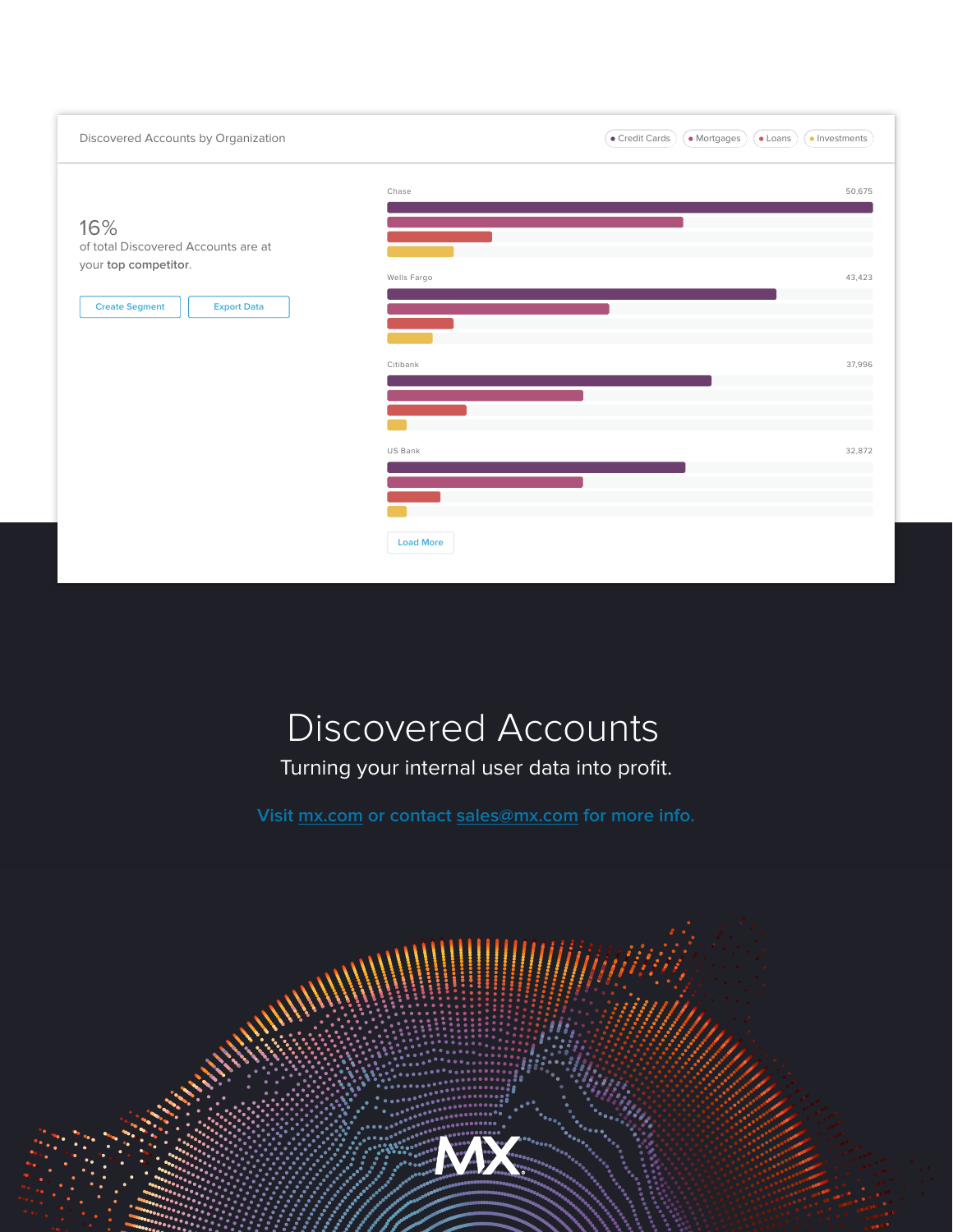Discovered Accounts by Organization

Credit Cards
Mortgages
Loans
Investments

16%
of total Discovered Accounts are at your **top competitor**.

Create Segment
Export Data

Chase
50,675

Wells Fargo
43,423

Citibank
37,996

US Bank
32,872

Load More

# Discovered Accounts

Turning your internal user data into profit.

Visit mx.com or contact sales@mx.com for more info.

MX